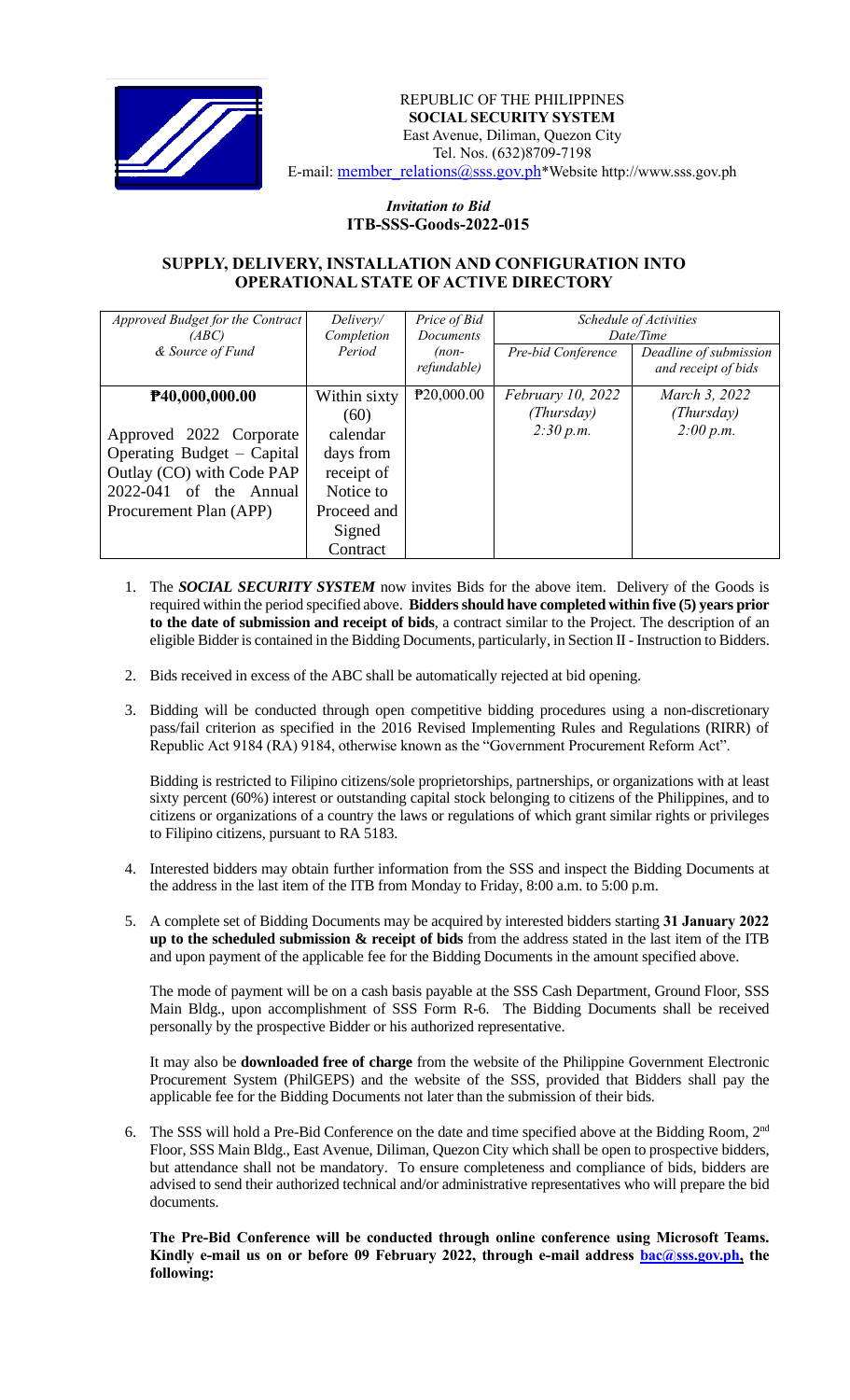REPUBLIC OF THE PHILIPPINES
**SOCIAL SECURITY SYSTEM**
East Avenue, Diliman, Quezon City
Tel. Nos. (632)8709-7198
E-mail: member_relations@sss.gov.ph*Website http://www.sss.gov.ph

*Invitation to Bid*
**ITB-SSS-Goods-2022-015**

## SUPPLY, DELIVERY, INSTALLATION AND CONFIGURATION INTO OPERATIONAL STATE OF ACTIVE DIRECTORY

| *Approved Budget for the Contract (ABC) & Source of Fund* | *Delivery/ Completion Period* | *Price of Bid Documents (non-refundable)* | *Schedule of Activities Date/Time* | |
|---|---|---|---|---|
| | | | *Pre-bid Conference* | *Deadline of submission and receipt of bids* |
| **₱40,000,000.00**<br><br>Approved 2022 Corporate Operating Budget – Capital Outlay (CO) with Code PAP 2022-041 of the Annual Procurement Plan (APP) | Within sixty (60) calendar days from receipt of Notice to Proceed and Signed Contract | ₱20,000.00 | *February 10, 2022 (Thursday) 2:30 p.m.* | *March 3, 2022 (Thursday) 2:00 p.m.* |

1. The ***SOCIAL SECURITY SYSTEM*** now invites Bids for the above item. Delivery of the Goods is required within the period specified above. **Bidders should have completed within five (5) years prior to the date of submission and receipt of bids**, a contract similar to the Project. The description of an eligible Bidder is contained in the Bidding Documents, particularly, in Section II - Instruction to Bidders.

2. Bids received in excess of the ABC shall be automatically rejected at bid opening.

3. Bidding will be conducted through open competitive bidding procedures using a non-discretionary pass/fail criterion as specified in the 2016 Revised Implementing Rules and Regulations (RIRR) of Republic Act 9184 (RA) 9184, otherwise known as the "Government Procurement Reform Act".

   Bidding is restricted to Filipino citizens/sole proprietorships, partnerships, or organizations with at least sixty percent (60%) interest or outstanding capital stock belonging to citizens of the Philippines, and to citizens or organizations of a country the laws or regulations of which grant similar rights or privileges to Filipino citizens, pursuant to RA 5183.

4. Interested bidders may obtain further information from the SSS and inspect the Bidding Documents at the address in the last item of the ITB from Monday to Friday, 8:00 a.m. to 5:00 p.m.

5. A complete set of Bidding Documents may be acquired by interested bidders starting **31 January 2022 up to the scheduled submission & receipt of bids** from the address stated in the last item of the ITB and upon payment of the applicable fee for the Bidding Documents in the amount specified above.

   The mode of payment will be on a cash basis payable at the SSS Cash Department, Ground Floor, SSS Main Bldg., upon accomplishment of SSS Form R-6. The Bidding Documents shall be received personally by the prospective Bidder or his authorized representative.

   It may also be **downloaded free of charge** from the website of the Philippine Government Electronic Procurement System (PhilGEPS) and the website of the SSS, provided that Bidders shall pay the applicable fee for the Bidding Documents not later than the submission of their bids.

6. The SSS will hold a Pre-Bid Conference on the date and time specified above at the Bidding Room, 2nd Floor, SSS Main Bldg., East Avenue, Diliman, Quezon City which shall be open to prospective bidders, but attendance shall not be mandatory. To ensure completeness and compliance of bids, bidders are advised to send their authorized technical and/or administrative representatives who will prepare the bid documents.

   **The Pre-Bid Conference will be conducted through online conference using Microsoft Teams. Kindly e-mail us on or before 09 February 2022, through e-mail address bac@sss.gov.ph, the following:**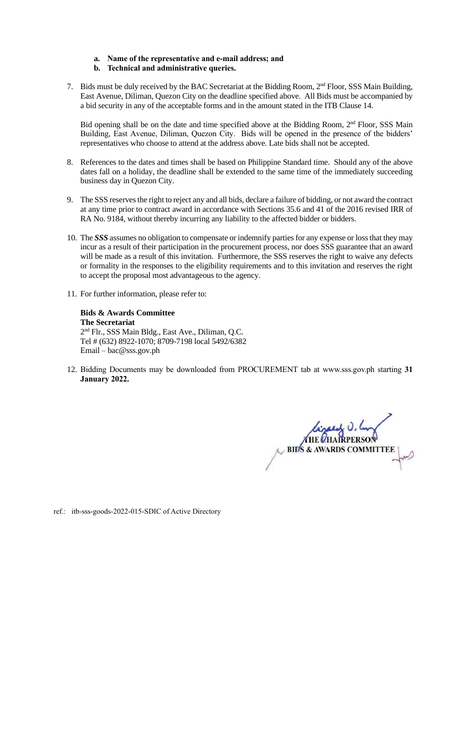**a. Name of the representative and e-mail address; and**
   **b. Technical and administrative queries.**

7. Bids must be duly received by the BAC Secretariat at the Bidding Room, 2nd Floor, SSS Main Building, East Avenue, Diliman, Quezon City on the deadline specified above. All Bids must be accompanied by a bid security in any of the acceptable forms and in the amount stated in the ITB Clause 14.

   Bid opening shall be on the date and time specified above at the Bidding Room, 2nd Floor, SSS Main Building, East Avenue, Diliman, Quezon City. Bids will be opened in the presence of the bidders' representatives who choose to attend at the address above. Late bids shall not be accepted.

8. References to the dates and times shall be based on Philippine Standard time. Should any of the above dates fall on a holiday, the deadline shall be extended to the same time of the immediately succeeding business day in Quezon City.

9. The SSS reserves the right to reject any and all bids, declare a failure of bidding, or not award the contract at any time prior to contract award in accordance with Sections 35.6 and 41 of the 2016 revised IRR of RA No. 9184, without thereby incurring any liability to the affected bidder or bidders.

10. The ***SSS*** assumes no obligation to compensate or indemnify parties for any expense or loss that they may incur as a result of their participation in the procurement process, nor does SSS guarantee that an award will be made as a result of this invitation. Furthermore, the SSS reserves the right to waive any defects or formality in the responses to the eligibility requirements and to this invitation and reserves the right to accept the proposal most advantageous to the agency.

11. For further information, please refer to:

    **Bids & Awards Committee**
    **The Secretariat**
    2nd Flr., SSS Main Bldg., East Ave., Diliman, Q.C.
    Tel # (632) 8922-1070; 8709-7198 local 5492/6382
    Email – bac@sss.gov.ph

12. Bidding Documents may be downloaded from PROCUREMENT tab at www.sss.gov.ph starting **31 January 2022.**

**THE CHAIRPERSON**
**BIDS & AWARDS COMMITTEE**

ref.: itb-sss-goods-2022-015-SDIC of Active Directory